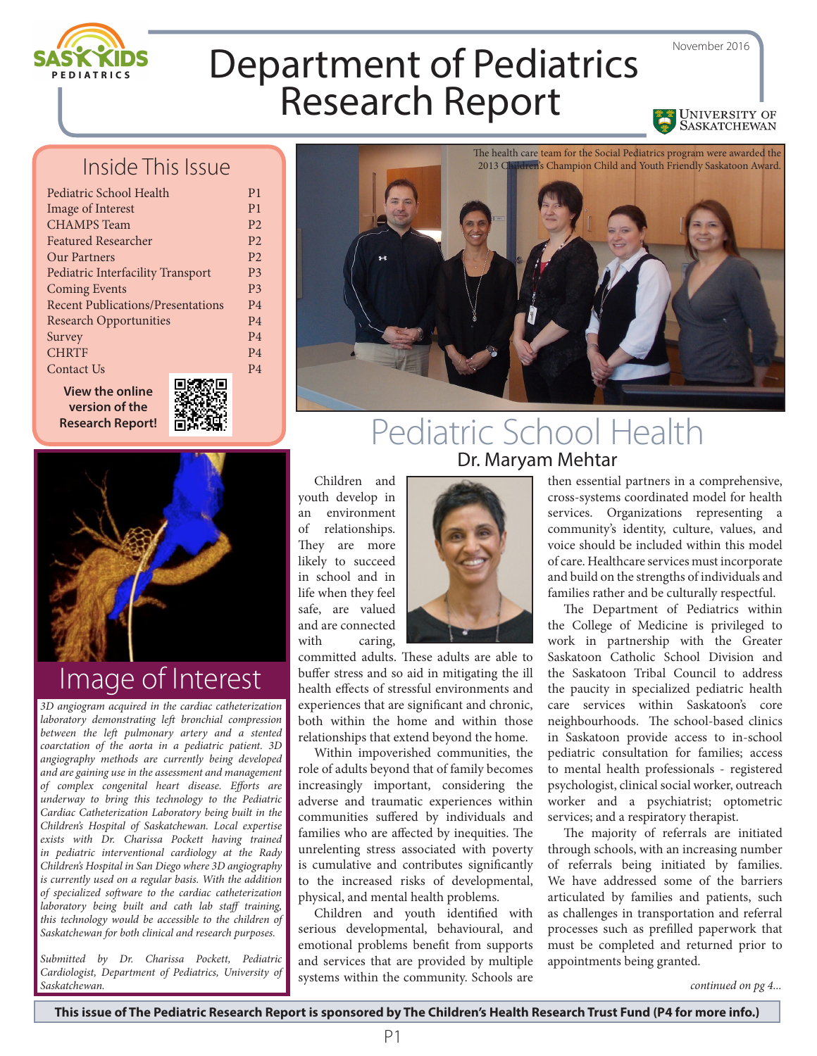# Department of Pediatrics Research Report

November 2016

## Inside This Issue

| | |
|---|---|
| Pediatric School Health | P1 |
| Image of Interest | P1 |
| CHAMPS Team | P2 |
| Featured Researcher | P2 |
| Our Partners | P2 |
| Pediatric Interfacility Transport | P3 |
| Coming Events | P3 |
| Recent Publications/Presentations | P4 |
| Research Opportunities | P4 |
| Survey | P4 |
| CHRTF | P4 |
| Contact Us | P4 |

**View the online version of the Research Report!**

The health care team for the Social Pediatrics program were awarded the 2013 Children's Champion Child and Youth Friendly Saskatoon Award.

## Image of Interest

*3D angiogram acquired in the cardiac catheterization laboratory demonstrating left bronchial compression between the left pulmonary artery and a stented coarctation of the aorta in a pediatric patient. 3D angiography methods are currently being developed and are gaining use in the assessment and management of complex congenital heart disease. Efforts are underway to bring this technology to the Pediatric Cardiac Catheterization Laboratory being built in the Children's Hospital of Saskatchewan. Local expertise exists with Dr. Charissa Pockett having trained in pediatric interventional cardiology at the Rady Children's Hospital in San Diego where 3D angiography is currently used on a regular basis. With the addition of specialized software to the cardiac catheterization laboratory being built and cath lab staff training, this technology would be accessible to the children of Saskatchewan for both clinical and research purposes.*

*Submitted by Dr. Charissa Pockett, Pediatric Cardiologist, Department of Pediatrics, University of Saskatchewan.*

# Pediatric School Health

## Dr. Maryam Mehtar

Children and youth develop in an environment of relationships. They are more likely to succeed in school and in life when they feel safe, are valued and are connected with caring, committed adults. These adults are able to buffer stress and so aid in mitigating the ill health effects of stressful environments and experiences that are significant and chronic, both within the home and within those relationships that extend beyond the home.

Within impoverished communities, the role of adults beyond that of family becomes increasingly important, considering the adverse and traumatic experiences within communities suffered by individuals and families who are affected by inequities. The unrelenting stress associated with poverty is cumulative and contributes significantly to the increased risks of developmental, physical, and mental health problems.

Children and youth identified with serious developmental, behavioural, and emotional problems benefit from supports and services that are provided by multiple systems within the community. Schools are then essential partners in a comprehensive, cross-systems coordinated model for health services. Organizations representing a community's identity, culture, values, and voice should be included within this model of care. Healthcare services must incorporate and build on the strengths of individuals and families rather and be culturally respectful.

The Department of Pediatrics within the College of Medicine is privileged to work in partnership with the Greater Saskatoon Catholic School Division and the Saskatoon Tribal Council to address the paucity in specialized pediatric health care services within Saskatoon's core neighbourhoods. The school-based clinics in Saskatoon provide access to in-school pediatric consultation for families; access to mental health professionals - registered psychologist, clinical social worker, outreach worker and a psychiatrist; optometric services; and a respiratory therapist.

The majority of referrals are initiated through schools, with an increasing number of referrals being initiated by families. We have addressed some of the barriers articulated by families and patients, such as challenges in transportation and referral processes such as prefilled paperwork that must be completed and returned prior to appointments being granted.

*continued on pg 4...*

**This issue of The Pediatric Research Report is sponsored by The Children's Health Research Trust Fund (P4 for more info.)**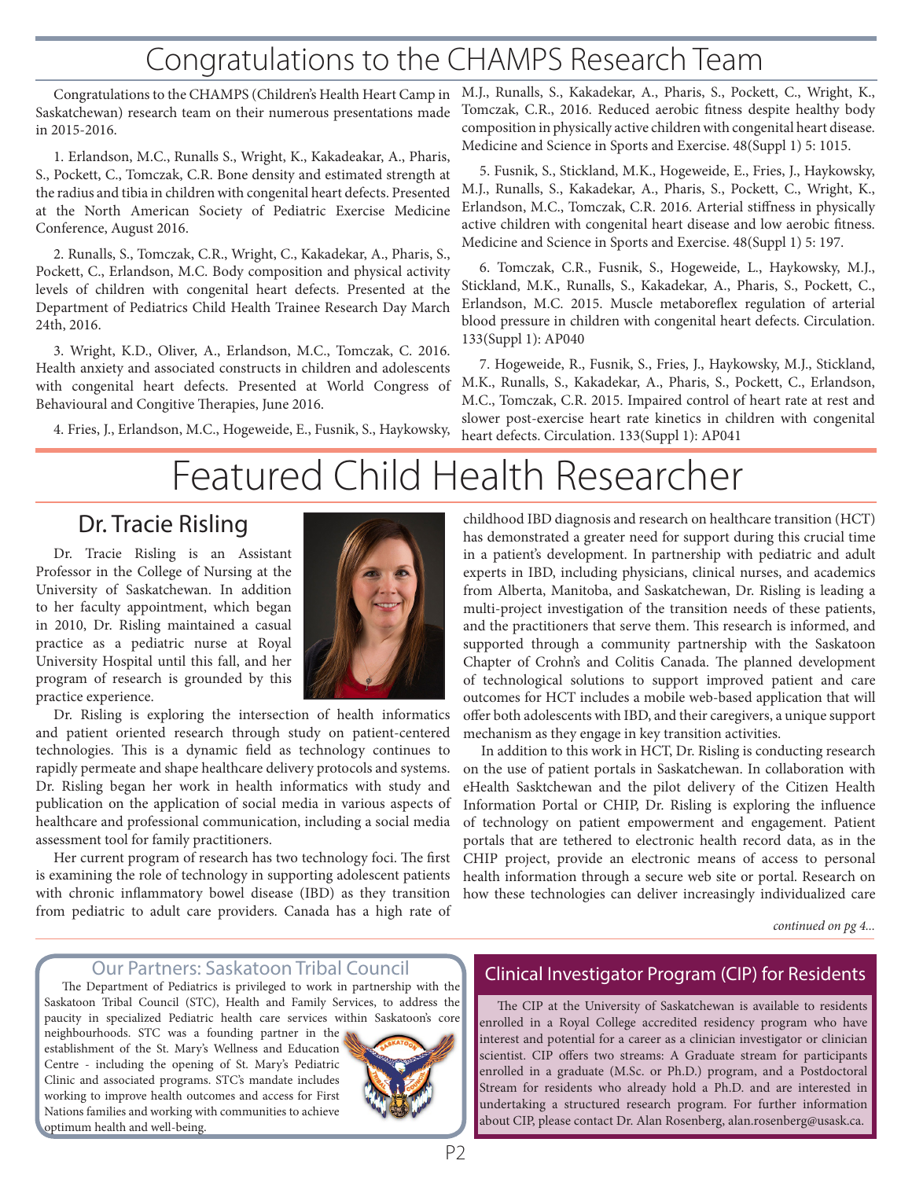# Congratulations to the CHAMPS Research Team

Congratulations to the CHAMPS (Children's Health Heart Camp in Saskatchewan) research team on their numerous presentations made in 2015-2016.

1. Erlandson, M.C., Runalls S., Wright, K., Kakadeakar, A., Pharis, S., Pockett, C., Tomczak, C.R. Bone density and estimated strength at the radius and tibia in children with congenital heart defects. Presented at the North American Society of Pediatric Exercise Medicine Conference, August 2016.

2. Runalls, S., Tomczak, C.R., Wright, C., Kakadekar, A., Pharis, S., Pockett, C., Erlandson, M.C. Body composition and physical activity levels of children with congenital heart defects. Presented at the Department of Pediatrics Child Health Trainee Research Day March 24th, 2016.

3. Wright, K.D., Oliver, A., Erlandson, M.C., Tomczak, C. 2016. Health anxiety and associated constructs in children and adolescents with congenital heart defects. Presented at World Congress of Behavioural and Congitive Therapies, June 2016.

4. Fries, J., Erlandson, M.C., Hogeweide, E., Fusnik, S., Haykowsky, M.J., Runalls, S., Kakadekar, A., Pharis, S., Pockett, C., Wright, K., Tomczak, C.R., 2016. Reduced aerobic fitness despite healthy body composition in physically active children with congenital heart disease. Medicine and Science in Sports and Exercise. 48(Suppl 1) 5: 1015.

5. Fusnik, S., Stickland, M.K., Hogeweide, E., Fries, J., Haykowsky, M.J., Runalls, S., Kakadekar, A., Pharis, S., Pockett, C., Wright, K., Erlandson, M.C., Tomczak, C.R. 2016. Arterial stiffness in physically active children with congenital heart disease and low aerobic fitness. Medicine and Science in Sports and Exercise. 48(Suppl 1) 5: 197.

6. Tomczak, C.R., Fusnik, S., Hogeweide, L., Haykowsky, M.J., Stickland, M.K., Runalls, S., Kakadekar, A., Pharis, S., Pockett, C., Erlandson, M.C. 2015. Muscle metaboreflex regulation of arterial blood pressure in children with congenital heart defects. Circulation. 133(Suppl 1): AP040

7. Hogeweide, R., Fusnik, S., Fries, J., Haykowsky, M.J., Stickland, M.K., Runalls, S., Kakadekar, A., Pharis, S., Pockett, C., Erlandson, M.C., Tomczak, C.R. 2015. Impaired control of heart rate at rest and slower post-exercise heart rate kinetics in children with congenital heart defects. Circulation. 133(Suppl 1): AP041

# Featured Child Health Researcher

## Dr. Tracie Risling

Dr. Tracie Risling is an Assistant Professor in the College of Nursing at the University of Saskatchewan. In addition to her faculty appointment, which began in 2010, Dr. Risling maintained a casual practice as a pediatric nurse at Royal University Hospital until this fall, and her program of research is grounded by this practice experience.

Dr. Risling is exploring the intersection of health informatics and patient oriented research through study on patient-centered technologies. This is a dynamic field as technology continues to rapidly permeate and shape healthcare delivery protocols and systems. Dr. Risling began her work in health informatics with study and publication on the application of social media in various aspects of healthcare and professional communication, including a social media assessment tool for family practitioners.

Her current program of research has two technology foci. The first is examining the role of technology in supporting adolescent patients with chronic inflammatory bowel disease (IBD) as they transition from pediatric to adult care providers. Canada has a high rate of childhood IBD diagnosis and research on healthcare transition (HCT) has demonstrated a greater need for support during this crucial time in a patient's development. In partnership with pediatric and adult experts in IBD, including physicians, clinical nurses, and academics from Alberta, Manitoba, and Saskatchewan, Dr. Risling is leading a multi-project investigation of the transition needs of these patients, and the practitioners that serve them. This research is informed, and supported through a community partnership with the Saskatoon Chapter of Crohn's and Colitis Canada. The planned development of technological solutions to support improved patient and care outcomes for HCT includes a mobile web-based application that will offer both adolescents with IBD, and their caregivers, a unique support mechanism as they engage in key transition activities.

In addition to this work in HCT, Dr. Risling is conducting research on the use of patient portals in Saskatchewan. In collaboration with eHealth Sasktchewan and the pilot delivery of the Citizen Health Information Portal or CHIP, Dr. Risling is exploring the influence of technology on patient empowerment and engagement. Patient portals that are tethered to electronic health record data, as in the CHIP project, provide an electronic means of access to personal health information through a secure web site or portal. Research on how these technologies can deliver increasingly individualized care

*continued on pg 4...*

## Our Partners: Saskatoon Tribal Council

The Department of Pediatrics is privileged to work in partnership with the Saskatoon Tribal Council (STC), Health and Family Services, to address the paucity in specialized Pediatric health care services within Saskatoon's core neighbourhoods. STC was a founding partner in the establishment of the St. Mary's Wellness and Education Centre - including the opening of St. Mary's Pediatric Clinic and associated programs. STC's mandate includes working to improve health outcomes and access for First Nations families and working with communities to achieve optimum health and well-being.

## Clinical Investigator Program (CIP) for Residents

The CIP at the University of Saskatchewan is available to residents enrolled in a Royal College accredited residency program who have interest and potential for a career as a clinician investigator or clinician scientist. CIP offers two streams: A Graduate stream for participants enrolled in a graduate (M.Sc. or Ph.D.) program, and a Postdoctoral Stream for residents who already hold a Ph.D. and are interested in undertaking a structured research program. For further information about CIP, please contact Dr. Alan Rosenberg, alan.rosenberg@usask.ca.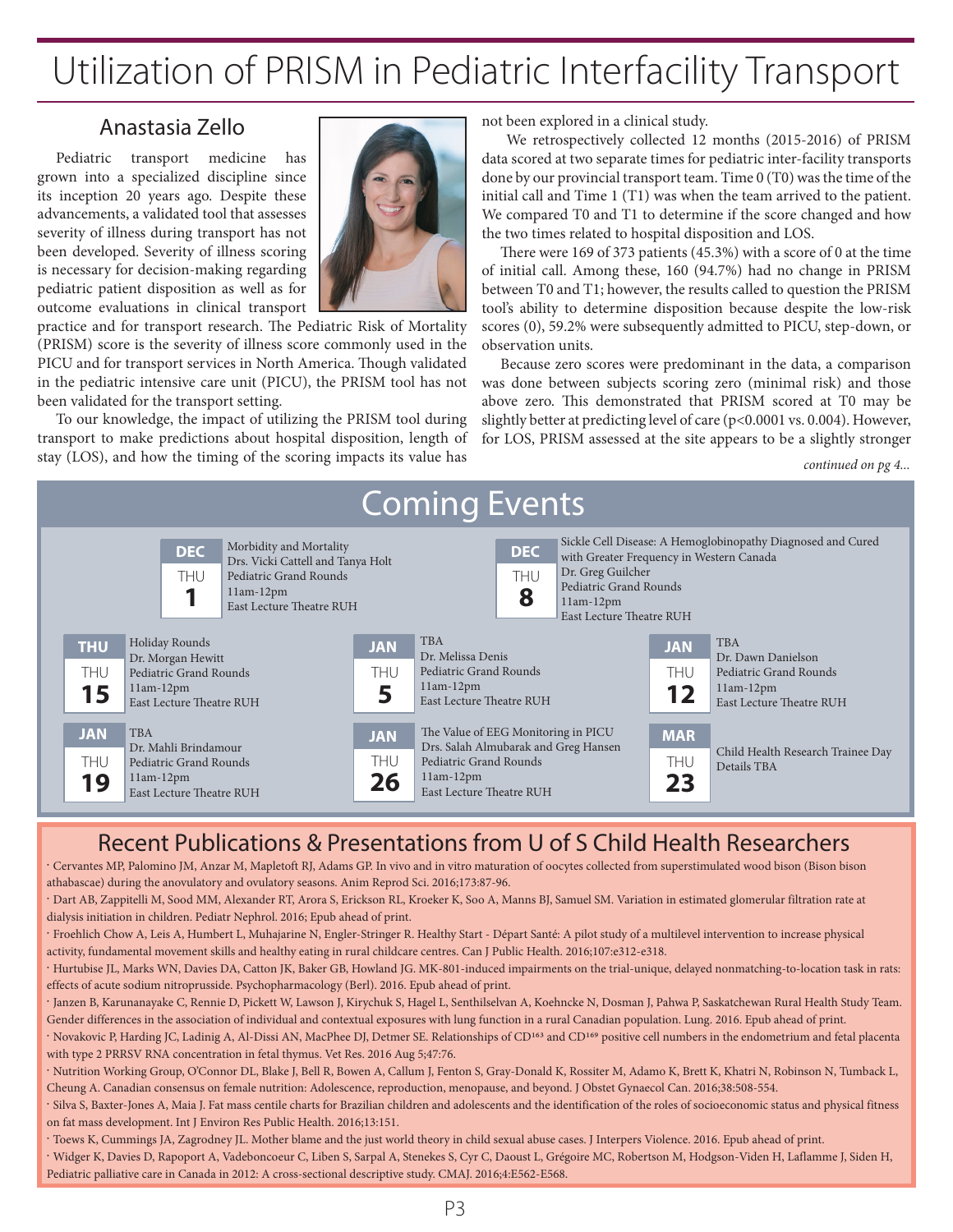# Utilization of PRISM in Pediatric Interfacility Transport

## Anastasia Zello

Pediatric transport medicine has grown into a specialized discipline since its inception 20 years ago. Despite these advancements, a validated tool that assesses severity of illness during transport has not been developed. Severity of illness scoring is necessary for decision-making regarding pediatric patient disposition as well as for outcome evaluations in clinical transport practice and for transport research. The Pediatric Risk of Mortality (PRISM) score is the severity of illness score commonly used in the PICU and for transport services in North America. Though validated in the pediatric intensive care unit (PICU), the PRISM tool has not been validated for the transport setting.

To our knowledge, the impact of utilizing the PRISM tool during transport to make predictions about hospital disposition, length of stay (LOS), and how the timing of the scoring impacts its value has not been explored in a clinical study.

We retrospectively collected 12 months (2015-2016) of PRISM data scored at two separate times for pediatric inter-facility transports done by our provincial transport team. Time 0 (T0) was the time of the initial call and Time 1 (T1) was when the team arrived to the patient. We compared T0 and T1 to determine if the score changed and how the two times related to hospital disposition and LOS.

There were 169 of 373 patients (45.3%) with a score of 0 at the time of initial call. Among these, 160 (94.7%) had no change in PRISM between T0 and T1; however, the results called to question the PRISM tool's ability to determine disposition because despite the low-risk scores (0), 59.2% were subsequently admitted to PICU, step-down, or observation units.

Because zero scores were predominant in the data, a comparison was done between subjects scoring zero (minimal risk) and those above zero. This demonstrated that PRISM scored at T0 may be slightly better at predicting level of care ($p<0.0001$ vs. $0.004$). However, for LOS, PRISM assessed at the site appears to be a slightly stronger

*continued on pg 4...*

# Coming Events

- **DEC THU 1** — Morbidity and Mortality; Drs. Vicki Cattell and Tanya Holt; Pediatric Grand Rounds; 11am-12pm; East Lecture Theatre RUH
- **DEC THU 8** — Sickle Cell Disease: A Hemoglobinopathy Diagnosed and Cured with Greater Frequency in Western Canada; Dr. Greg Guilcher; Pediatric Grand Rounds; 11am-12pm; East Lecture Theatre RUH
- **THU THU 15** — Holiday Rounds; Dr. Morgan Hewitt; Pediatric Grand Rounds; 11am-12pm; East Lecture Theatre RUH
- **JAN THU 5** — TBA; Dr. Melissa Denis; Pediatric Grand Rounds; 11am-12pm; East Lecture Theatre RUH
- **JAN THU 12** — TBA; Dr. Dawn Danielson; Pediatric Grand Rounds; 11am-12pm; East Lecture Theatre RUH
- **JAN THU 19** — TBA; Dr. Mahli Brindamour; Pediatric Grand Rounds; 11am-12pm; East Lecture Theatre RUH
- **JAN THU 26** — The Value of EEG Monitoring in PICU; Drs. Salah Almubarak and Greg Hansen; Pediatric Grand Rounds; 11am-12pm; East Lecture Theatre RUH
- **MAR THU 23** — Child Health Research Trainee Day; Details TBA

# Recent Publications & Presentations from U of S Child Health Researchers

- Cervantes MP, Palomino JM, Anzar M, Mapletoft RJ, Adams GP. In vivo and in vitro maturation of oocytes collected from superstimulated wood bison (Bison bison athabascae) during the anovulatory and ovulatory seasons. Anim Reprod Sci. 2016;173:87-96.
- Dart AB, Zappitelli M, Sood MM, Alexander RT, Arora S, Erickson RL, Kroeker K, Soo A, Manns BJ, Samuel SM. Variation in estimated glomerular filtration rate at dialysis initiation in children. Pediatr Nephrol. 2016; Epub ahead of print.
- Froehlich Chow A, Leis A, Humbert L, Muhajarine N, Engler-Stringer R. Healthy Start - Départ Santé: A pilot study of a multilevel intervention to increase physical activity, fundamental movement skills and healthy eating in rural childcare centres. Can J Public Health. 2016;107:e312-e318.
- Hurtubise JL, Marks WN, Davies DA, Catton JK, Baker GB, Howland JG. MK-801-induced impairments on the trial-unique, delayed nonmatching-to-location task in rats: effects of acute sodium nitroprusside. Psychopharmacology (Berl). 2016. Epub ahead of print.
- Janzen B, Karunanayake C, Rennie D, Pickett W, Lawson J, Kirychuk S, Hagel L, Senthilselvan A, Koehncke N, Dosman J, Pahwa P, Saskatchewan Rural Health Study Team. Gender differences in the association of individual and contextual exposures with lung function in a rural Canadian population. Lung. 2016. Epub ahead of print.
- Novakovic P, Harding JC, Ladinig A, Al-Dissi AN, MacPhee DJ, Detmer SE. Relationships of $CD^{163}$ and $CD^{169}$ positive cell numbers in the endometrium and fetal placenta with type 2 PRRSV RNA concentration in fetal thymus. Vet Res. 2016 Aug 5;47:76.
- Nutrition Working Group, O'Connor DL, Blake J, Bell R, Bowen A, Callum J, Fenton S, Gray-Donald K, Rossiter M, Adamo K, Brett K, Khatri N, Robinson N, Tumback L, Cheung A. Canadian consensus on female nutrition: Adolescence, reproduction, menopause, and beyond. J Obstet Gynaecol Can. 2016;38:508-554.
- Silva S, Baxter-Jones A, Maia J. Fat mass centile charts for Brazilian children and adolescents and the identification of the roles of socioeconomic status and physical fitness on fat mass development. Int J Environ Res Public Health. 2016;13:151.
- Toews K, Cummings JA, Zagrodney JL. Mother blame and the just world theory in child sexual abuse cases. J Interpers Violence. 2016. Epub ahead of print.
- Widger K, Davies D, Rapoport A, Vadeboncoeur C, Liben S, Sarpal A, Stenekes S, Cyr C, Daoust L, Grégoire MC, Robertson M, Hodgson-Viden H, Laflamme J, Siden H, Pediatric palliative care in Canada in 2012: A cross-sectional descriptive study. CMAJ. 2016;4:E562-E568.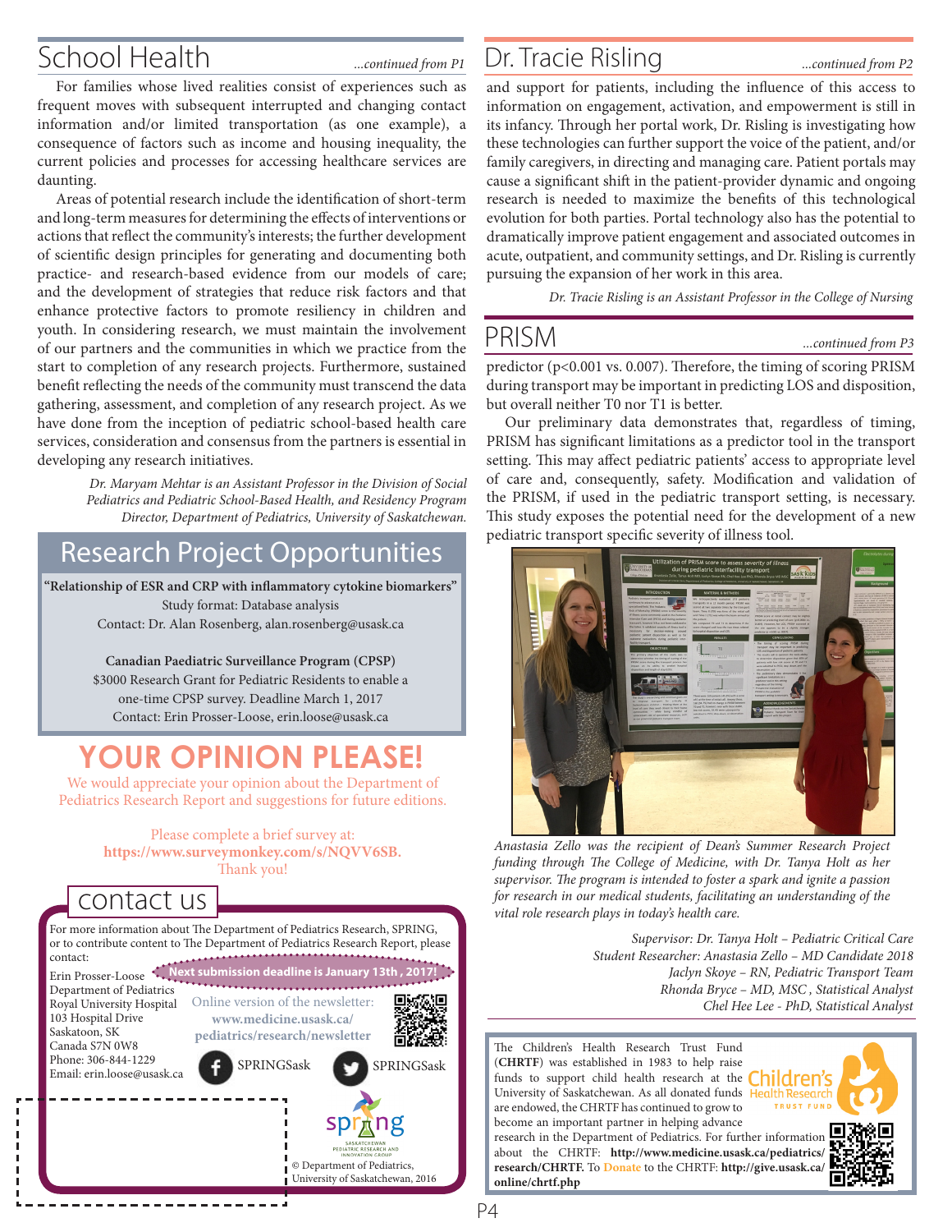## School Health

*...continued from P1*

For families whose lived realities consist of experiences such as frequent moves with subsequent interrupted and changing contact information and/or limited transportation (as one example), a consequence of factors such as income and housing inequality, the current policies and processes for accessing healthcare services are daunting.

Areas of potential research include the identification of short-term and long-term measures for determining the effects of interventions or actions that reflect the community's interests; the further development of scientific design principles for generating and documenting both practice- and research-based evidence from our models of care; and the development of strategies that reduce risk factors and that enhance protective factors to promote resiliency in children and youth. In considering research, we must maintain the involvement of our partners and the communities in which we practice from the start to completion of any research projects. Furthermore, sustained benefit reflecting the needs of the community must transcend the data gathering, assessment, and completion of any research project. As we have done from the inception of pediatric school-based health care services, consideration and consensus from the partners is essential in developing any research initiatives.

*Dr. Maryam Mehtar is an Assistant Professor in the Division of Social Pediatrics and Pediatric School-Based Health, and Residency Program Director, Department of Pediatrics, University of Saskatchewan.*

## Research Project Opportunities

**"Relationship of ESR and CRP with inflammatory cytokine biomarkers"**
Study format: Database analysis
Contact: Dr. Alan Rosenberg, alan.rosenberg@usask.ca

**Canadian Paediatric Surveillance Program (CPSP)**
$3000 Research Grant for Pediatric Residents to enable a one-time CPSP survey. Deadline March 1, 2017
Contact: Erin Prosser-Loose, erin.loose@usask.ca

## YOUR OPINION PLEASE!

We would appreciate your opinion about the Department of Pediatrics Research Report and suggestions for future editions.

Please complete a brief survey at:
**https://www.surveymonkey.com/s/NQVV6SB.**
Thank you!

## contact us

For more information about The Department of Pediatrics Research, SPRING, or to contribute content to The Department of Pediatrics Research Report, please contact:

**Next submission deadline is January 13th , 2017!**

Erin Prosser-Loose
Department of Pediatrics
Royal University Hospital
103 Hospital Drive
Saskatoon, SK
Canada S7N 0W8
Phone: 306-844-1229
Email: erin.loose@usask.ca

Online version of the newsletter:
**www.medicine.usask.ca/pediatrics/research/newsletter**

SPRINGSask SPRINGSask

spring
SASKATCHEWAN PEDIATRIC RESEARCH AND INNOVATION GROUP

© Department of Pediatrics, University of Saskatchewan, 2016

## Dr. Tracie Risling

*...continued from P2*

and support for patients, including the influence of this access to information on engagement, activation, and empowerment is still in its infancy. Through her portal work, Dr. Risling is investigating how these technologies can further support the voice of the patient, and/or family caregivers, in directing and managing care. Patient portals may cause a significant shift in the patient-provider dynamic and ongoing research is needed to maximize the benefits of this technological evolution for both parties. Portal technology also has the potential to dramatically improve patient engagement and associated outcomes in acute, outpatient, and community settings, and Dr. Risling is currently pursuing the expansion of her work in this area.

*Dr. Tracie Risling is an Assistant Professor in the College of Nursing*

## PRISM

*...continued from P3*

predictor ($p<0.001$ vs. 0.007). Therefore, the timing of scoring PRISM during transport may be important in predicting LOS and disposition, but overall neither T0 nor T1 is better.

Our preliminary data demonstrates that, regardless of timing, PRISM has significant limitations as a predictor tool in the transport setting. This may affect pediatric patients' access to appropriate level of care and, consequently, safety. Modification and validation of the PRISM, if used in the pediatric transport setting, is necessary. This study exposes the potential need for the development of a new pediatric transport specific severity of illness tool.

*Anastasia Zello was the recipient of Dean's Summer Research Project funding through The College of Medicine, with Dr. Tanya Holt as her supervisor. The program is intended to foster a spark and ignite a passion for research in our medical students, facilitating an understanding of the vital role research plays in today's health care.*

*Supervisor: Dr. Tanya Holt – Pediatric Critical Care*
*Student Researcher: Anastasia Zello – MD Candidate 2018*
*Jaclyn Skoye – RN, Pediatric Transport Team*
*Rhonda Bryce – MD, MSC , Statistical Analyst*
*Chel Hee Lee - PhD, Statistical Analyst*

The Children's Health Research Trust Fund (**CHRTF**) was established in 1983 to help raise funds to support child health research at the University of Saskatchewan. As all donated funds are endowed, the CHRTF has continued to grow to become an important partner in helping advance research in the Department of Pediatrics. For further information about the CHRTF: **http://www.medicine.usask.ca/pediatrics/research/CHRTF.** To Donate to the CHRTF: **http://give.usask.ca/online/chrtf.php**